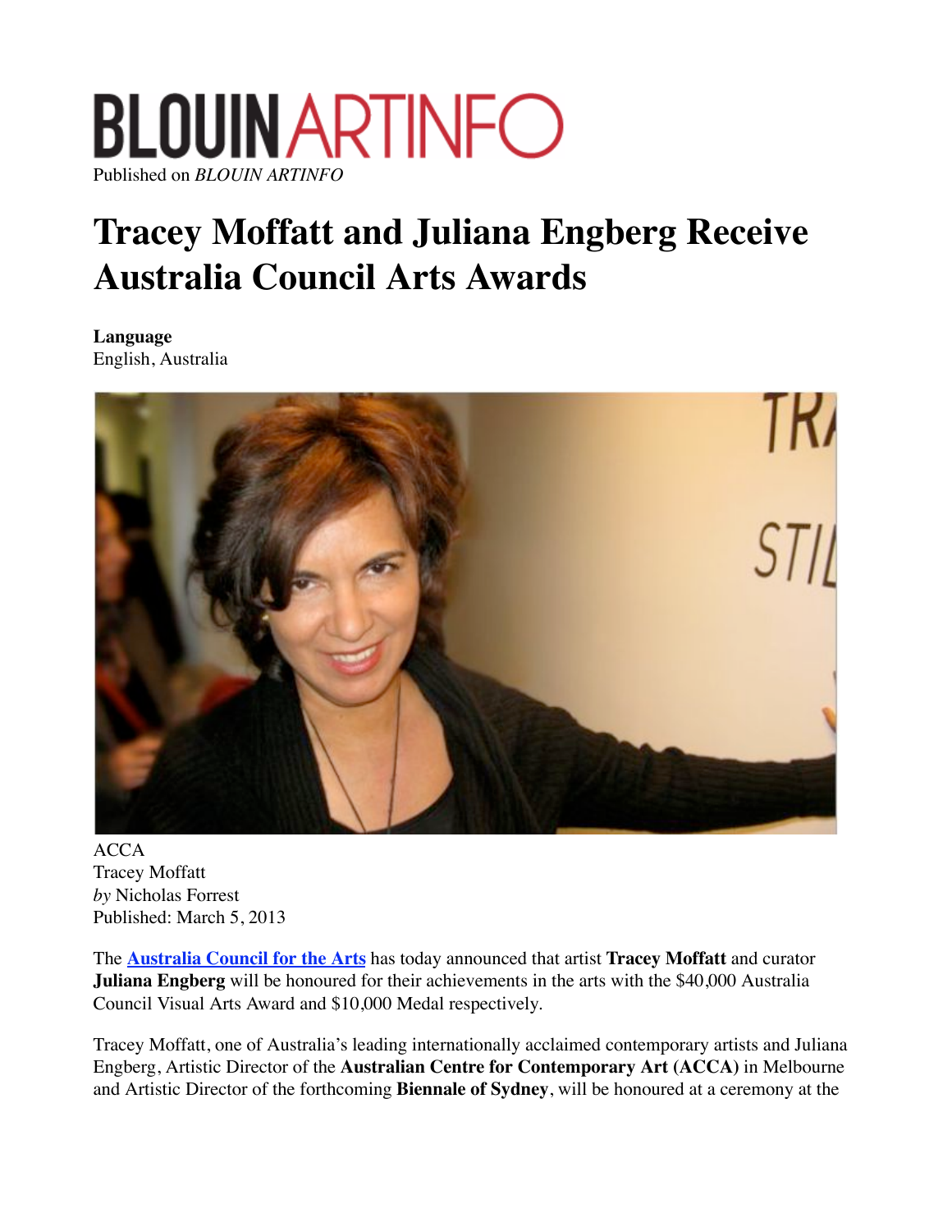BLOUIN ARTINFO

Published on *BLOUIN ARTINFO*

# Tracey Moffatt and Juliana Engberg Receive Australia Council Arts Awards

**Language**
English, Australia

ACCA
Tracey Moffatt

*by* Nicholas Forrest
Published: March 5, 2013

The **Australia Council for the Arts** has today announced that artist **Tracey Moffatt** and curator **Juliana Engberg** will be honoured for their achievements in the arts with the $40,000 Australia Council Visual Arts Award and $10,000 Medal respectively.

Tracey Moffatt, one of Australia's leading internationally acclaimed contemporary artists and Juliana Engberg, Artistic Director of the **Australian Centre for Contemporary Art (ACCA)** in Melbourne and Artistic Director of the forthcoming **Biennale of Sydney**, will be honoured at a ceremony at the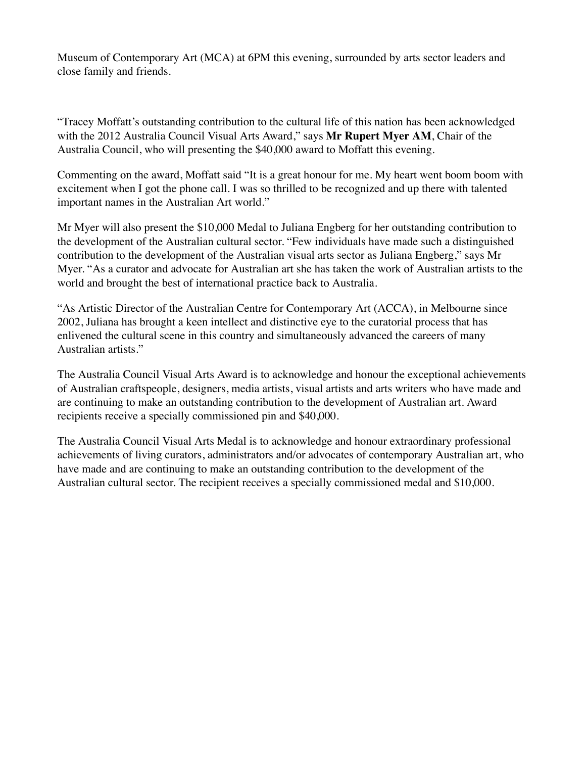Museum of Contemporary Art (MCA) at 6PM this evening, surrounded by arts sector leaders and close family and friends.

“Tracey Moffatt’s outstanding contribution to the cultural life of this nation has been acknowledged with the 2012 Australia Council Visual Arts Award,” says **Mr Rupert Myer AM**, Chair of the Australia Council, who will presenting the $40,000 award to Moffatt this evening.

Commenting on the award, Moffatt said “It is a great honour for me. My heart went boom boom with excitement when I got the phone call. I was so thrilled to be recognized and up there with talented important names in the Australian Art world.”

Mr Myer will also present the $10,000 Medal to Juliana Engberg for her outstanding contribution to the development of the Australian cultural sector. “Few individuals have made such a distinguished contribution to the development of the Australian visual arts sector as Juliana Engberg,” says Mr Myer. “As a curator and advocate for Australian art she has taken the work of Australian artists to the world and brought the best of international practice back to Australia.

“As Artistic Director of the Australian Centre for Contemporary Art (ACCA), in Melbourne since 2002, Juliana has brought a keen intellect and distinctive eye to the curatorial process that has enlivened the cultural scene in this country and simultaneously advanced the careers of many Australian artists.”

The Australia Council Visual Arts Award is to acknowledge and honour the exceptional achievements of Australian craftspeople, designers, media artists, visual artists and arts writers who have made and are continuing to make an outstanding contribution to the development of Australian art. Award recipients receive a specially commissioned pin and $40,000.

The Australia Council Visual Arts Medal is to acknowledge and honour extraordinary professional achievements of living curators, administrators and/or advocates of contemporary Australian art, who have made and are continuing to make an outstanding contribution to the development of the Australian cultural sector. The recipient receives a specially commissioned medal and $10,000.